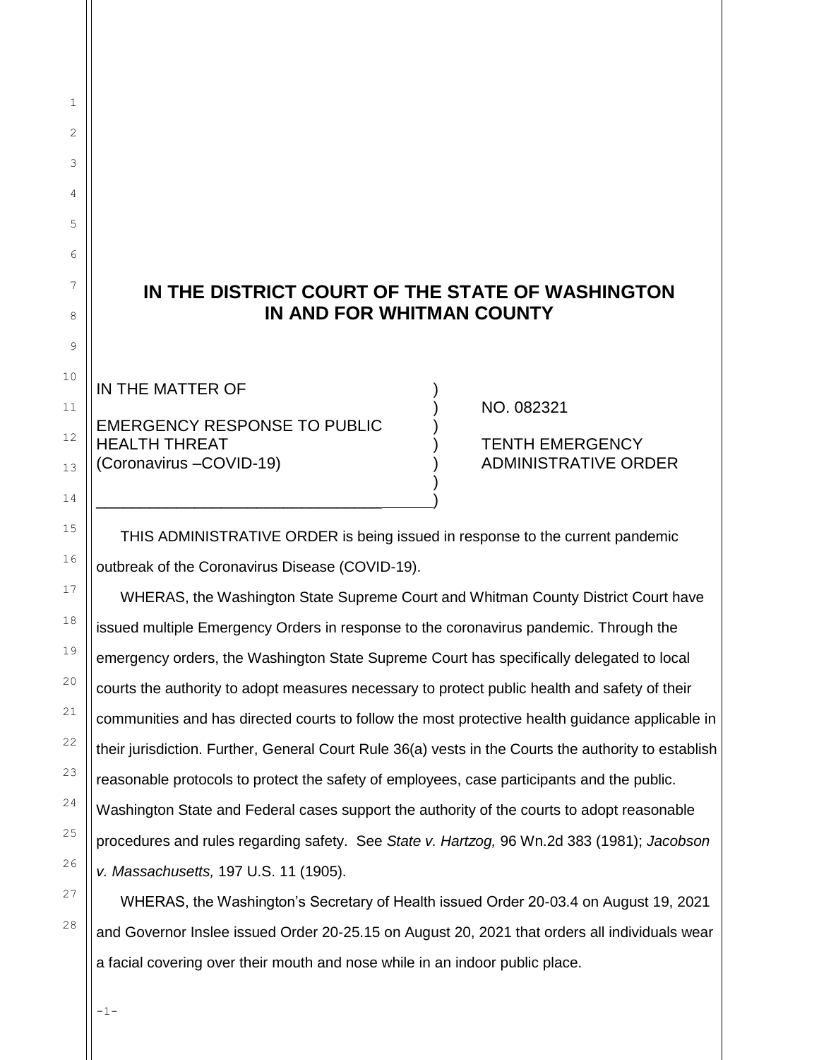# IN THE DISTRICT COURT OF THE STATE OF WASHINGTON IN AND FOR WHITMAN COUNTY

| | |
|---|---|
| IN THE MATTER OF | NO. 082321 |
| EMERGENCY RESPONSE TO PUBLIC HEALTH THREAT (Coronavirus –COVID-19) | TENTH EMERGENCY ADMINISTRATIVE ORDER |

THIS ADMINISTRATIVE ORDER is being issued in response to the current pandemic outbreak of the Coronavirus Disease (COVID-19).

WHERAS, the Washington State Supreme Court and Whitman County District Court have issued multiple Emergency Orders in response to the coronavirus pandemic. Through the emergency orders, the Washington State Supreme Court has specifically delegated to local courts the authority to adopt measures necessary to protect public health and safety of their communities and has directed courts to follow the most protective health guidance applicable in their jurisdiction. Further, General Court Rule 36(a) vests in the Courts the authority to establish reasonable protocols to protect the safety of employees, case participants and the public. Washington State and Federal cases support the authority of the courts to adopt reasonable procedures and rules regarding safety. See *State v. Hartzog,* 96 Wn.2d 383 (1981); *Jacobson v. Massachusetts,* 197 U.S. 11 (1905).

WHERAS, the Washington's Secretary of Health issued Order 20-03.4 on August 19, 2021 and Governor Inslee issued Order 20-25.15 on August 20, 2021 that orders all individuals wear a facial covering over their mouth and nose while in an indoor public place.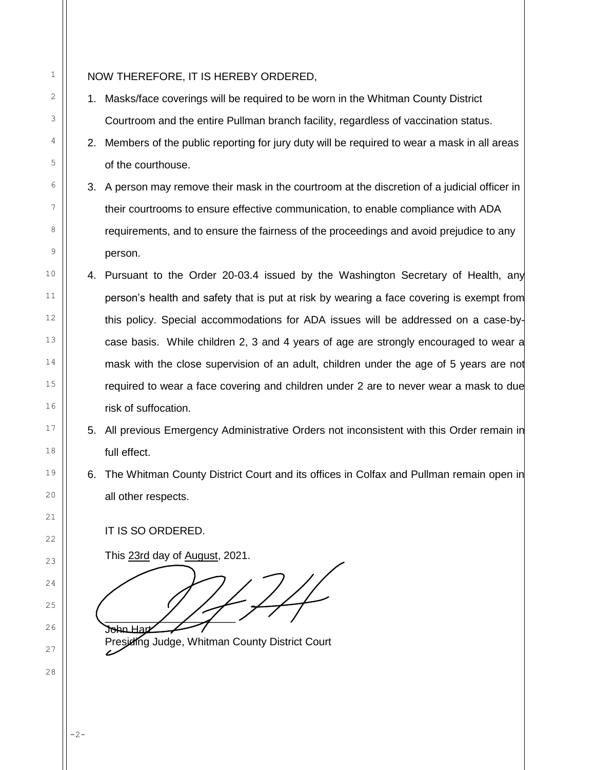NOW THEREFORE, IT IS HEREBY ORDERED,

1. Masks/face coverings will be required to be worn in the Whitman County District Courtroom and the entire Pullman branch facility, regardless of vaccination status.
2. Members of the public reporting for jury duty will be required to wear a mask in all areas of the courthouse.
3. A person may remove their mask in the courtroom at the discretion of a judicial officer in their courtrooms to ensure effective communication, to enable compliance with ADA requirements, and to ensure the fairness of the proceedings and avoid prejudice to any person.
4. Pursuant to the Order 20-03.4 issued by the Washington Secretary of Health, any person's health and safety that is put at risk by wearing a face covering is exempt from this policy. Special accommodations for ADA issues will be addressed on a case-by-case basis. While children 2, 3 and 4 years of age are strongly encouraged to wear a mask with the close supervision of an adult, children under the age of 5 years are not required to wear a face covering and children under 2 are to never wear a mask to due risk of suffocation.
5. All previous Emergency Administrative Orders not inconsistent with this Order remain in full effect.
6. The Whitman County District Court and its offices in Colfax and Pullman remain open in all other respects.

IT IS SO ORDERED.

This 23rd day of August, 2021.

\_\_\_\_\_\_\_\_\_\_\_\_\_\_\_\_\_\_\_\_\_\_\_\_

John Hart

Presiding Judge, Whitman County District Court